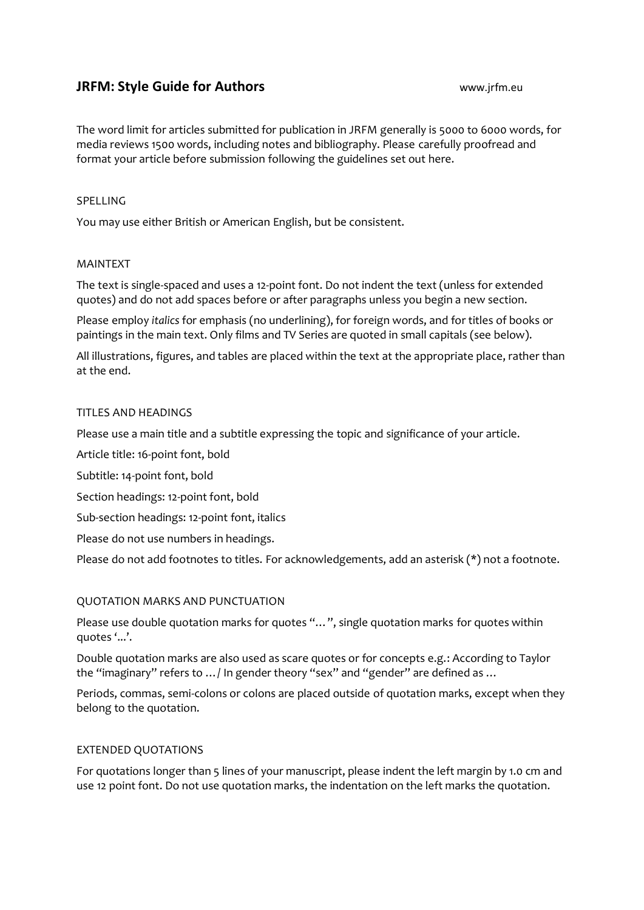# JRFM: Style Guide for Authors

www.jrfm.eu

The word limit for articles submitted for publication in JRFM generally is 5000 to 6000 words, for media reviews 1500 words, including notes and bibliography. Please carefully proofread and format your article before submission following the guidelines set out here.

## SPELLING

You may use either British or American English, but be consistent.

## MAINTEXT

The text is single-spaced and uses a 12-point font. Do not indent the text (unless for extended quotes) and do not add spaces before or after paragraphs unless you begin a new section.

Please employ *italics* for emphasis (no underlining), for foreign words, and for titles of books or paintings in the main text. Only films and TV Series are quoted in small capitals (see below).

All illustrations, figures, and tables are placed within the text at the appropriate place, rather than at the end.

## TITLES AND HEADINGS

Please use a main title and a subtitle expressing the topic and significance of your article.

Article title: 16-point font, bold

Subtitle: 14-point font, bold

Section headings: 12-point font, bold

Sub-section headings: 12-point font, italics

Please do not use numbers in headings.

Please do not add footnotes to titles. For acknowledgements, add an asterisk (*) not a footnote.

## QUOTATION MARKS AND PUNCTUATION

Please use double quotation marks for quotes "… ", single quotation marks for quotes within quotes '...'.

Double quotation marks are also used as scare quotes or for concepts e.g.: According to Taylor the "imaginary" refers to … / In gender theory "sex" and "gender" are defined as …

Periods, commas, semi-colons or colons are placed outside of quotation marks, except when they belong to the quotation.

## EXTENDED QUOTATIONS

For quotations longer than 5 lines of your manuscript, please indent the left margin by 1.0 cm and use 12 point font. Do not use quotation marks, the indentation on the left marks the quotation.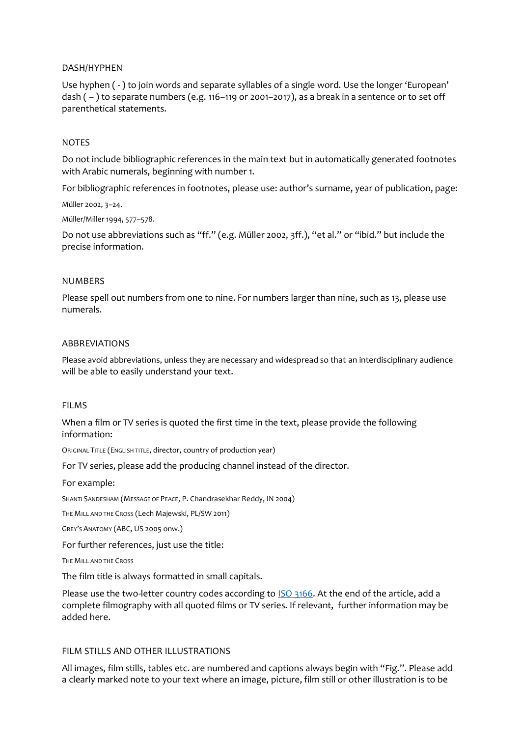## DASH/HYPHEN

Use hyphen ( - ) to join words and separate syllables of a single word. Use the longer 'European' dash ( – ) to separate numbers (e.g. 116–119 or 2001–2017), as a break in a sentence or to set off parenthetical statements.

## NOTES

Do not include bibliographic references in the main text but in automatically generated footnotes with Arabic numerals, beginning with number 1.

For bibliographic references in footnotes, please use: author's surname, year of publication, page:

Müller 2002, 3–24.

Müller/Miller 1994, 577–578.

Do not use abbreviations such as "ff." (e.g. Müller 2002, 3ff.), "et al." or "ibid." but include the precise information.

## NUMBERS

Please spell out numbers from one to nine. For numbers larger than nine, such as 13, please use numerals.

## ABBREVIATIONS

Please avoid abbreviations, unless they are necessary and widespread so that an interdisciplinary audience will be able to easily understand your text.

## FILMS

When a film or TV series is quoted the first time in the text, please provide the following information:

ORIGINAL TITLE (ENGLISH TITLE, director, country of production year)

For TV series, please add the producing channel instead of the director.

For example:

SHANTI SANDESHAM (MESSAGE OF PEACE, P. Chandrasekhar Reddy, IN 2004)

THE MILL AND THE CROSS (Lech Majewski, PL/SW 2011)

GREY'S ANATOMY (ABC, US 2005 onw.)

For further references, just use the title:

THE MILL AND THE CROSS

The film title is always formatted in small capitals.

Please use the two-letter country codes according to [ISO 3166](ISO 3166). At the end of the article, add a complete filmography with all quoted films or TV series. If relevant, further information may be added here.

## FILM STILLS AND OTHER ILLUSTRATIONS

All images, film stills, tables etc. are numbered and captions always begin with "Fig.". Please add a clearly marked note to your text where an image, picture, film still or other illustration is to be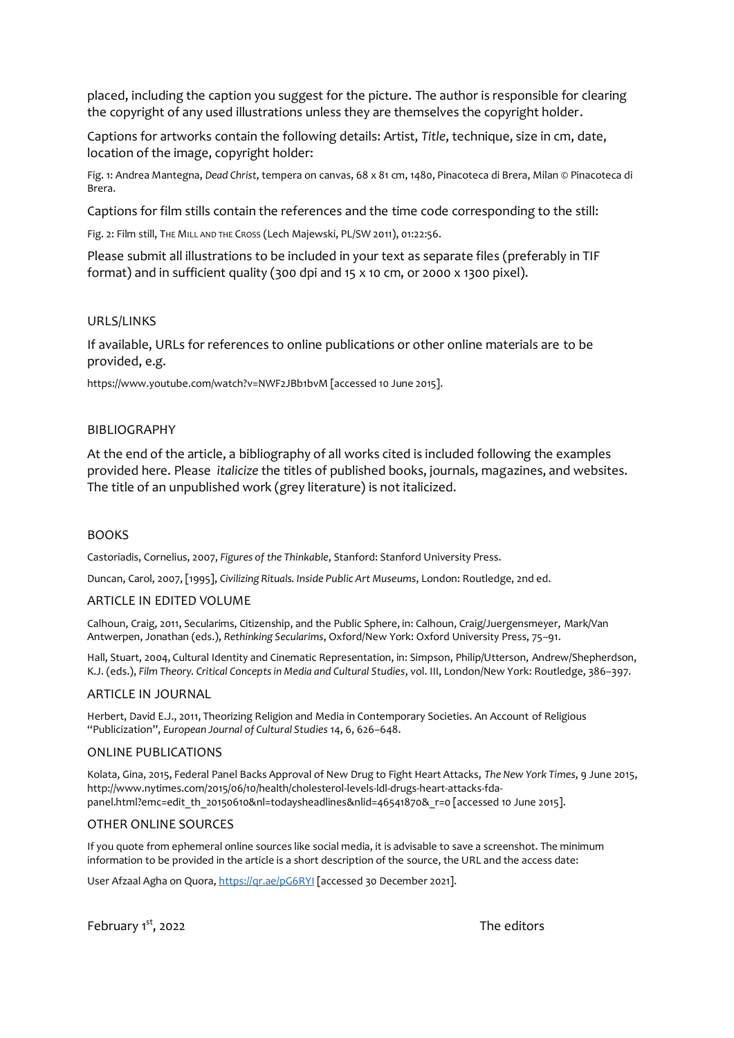placed, including the caption you suggest for the picture. The author is responsible for clearing the copyright of any used illustrations unless they are themselves the copyright holder.

Captions for artworks contain the following details: Artist, *Title*, technique, size in cm, date, location of the image, copyright holder:

Fig. 1: Andrea Mantegna, *Dead Christ*, tempera on canvas, 68 x 81 cm, 1480, Pinacoteca di Brera, Milan © Pinacoteca di Brera.

Captions for film stills contain the references and the time code corresponding to the still:

Fig. 2: Film still, THE MILL AND THE CROSS (Lech Majewski, PL/SW 2011), 01:22:56.

Please submit all illustrations to be included in your text as separate files (preferably in TIF format) and in sufficient quality (300 dpi and 15 x 10 cm, or 2000 x 1300 pixel).

## URLS/LINKS

If available, URLs for references to online publications or other online materials are to be provided, e.g.

https://www.youtube.com/watch?v=NWF2JBb1bvM [accessed 10 June 2015].

## BIBLIOGRAPHY

At the end of the article, a bibliography of all works cited is included following the examples provided here. Please *italicize* the titles of published books, journals, magazines, and websites. The title of an unpublished work (grey literature) is not italicized.

### BOOKS

Castoriadis, Cornelius, 2007, *Figures of the Thinkable*, Stanford: Stanford University Press.

Duncan, Carol, 2007, [1995], *Civilizing Rituals. Inside Public Art Museums*, London: Routledge, 2nd ed.

### ARTICLE IN EDITED VOLUME

Calhoun, Craig, 2011, Secularims, Citizenship, and the Public Sphere, in: Calhoun, Craig/Juergensmeyer, Mark/Van Antwerpen, Jonathan (eds.), *Rethinking Secularims*, Oxford/New York: Oxford University Press, 75–91.

Hall, Stuart, 2004, Cultural Identity and Cinematic Representation, in: Simpson, Philip/Utterson, Andrew/Shepherdson, K.J. (eds.), *Film Theory. Critical Concepts in Media and Cultural Studies*, vol. III, London/New York: Routledge, 386–397.

### ARTICLE IN JOURNAL

Herbert, David E.J., 2011, Theorizing Religion and Media in Contemporary Societies. An Account of Religious "Publicization", *European Journal of Cultural Studies* 14, 6, 626–648.

### ONLINE PUBLICATIONS

Kolata, Gina, 2015, Federal Panel Backs Approval of New Drug to Fight Heart Attacks, *The New York Times*, 9 June 2015, http://www.nytimes.com/2015/06/10/health/cholesterol-levels-ldl-drugs-heart-attacks-fda-panel.html?emc=edit_th_20150610&nl=todaysheadlines&nlid=46541870&_r=0 [accessed 10 June 2015].

### OTHER ONLINE SOURCES

If you quote from ephemeral online sources like social media, it is advisable to save a screenshot. The minimum information to be provided in the article is a short description of the source, the URL and the access date:

User Afzaal Agha on Quora, https://qr.ae/pG6RYI [accessed 30 December 2021].

February 1st, 2022 The editors